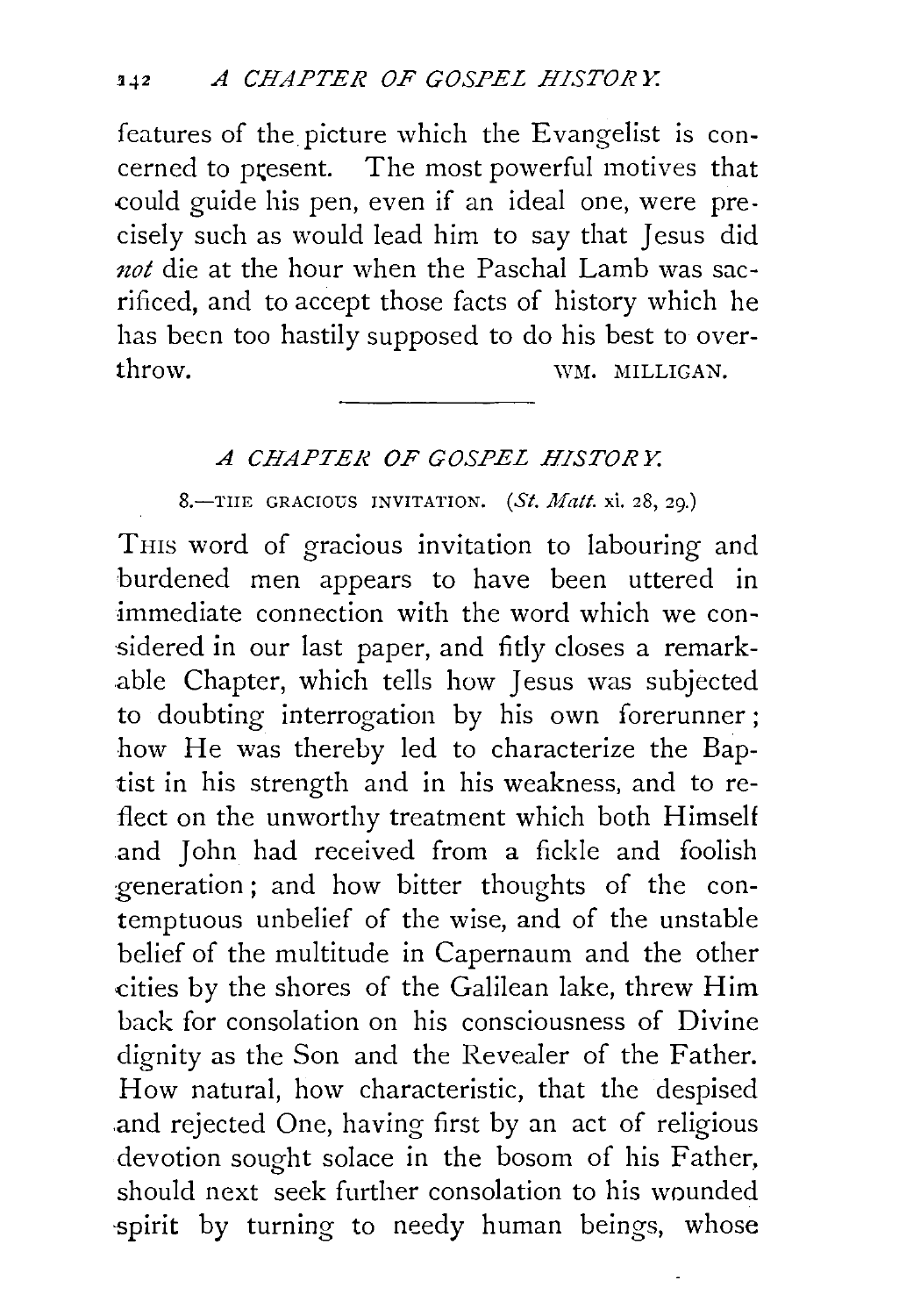features of the picture which the Evangelist is concerned to present. The most powerful motives that could guide his pen, even if an ideal one, were precisely such as would lead him to say that Jesus did *not* die at the hour when the Paschal Lamb was sacrificed, and to accept those facts of history which he has been too hastily supposed to do his best to overthrow.

WM. MILLIGAN.

---

## *A CHAPTER OF GOSPEL HISTORY.*

### 8.—THE GRACIOUS INVITATION. (*St. Matt.* xi. 28, 29.)

THIS word of gracious invitation to labouring and burdened men appears to have been uttered in immediate connection with the word which we considered in our last paper, and fitly closes a remarkable Chapter, which tells how Jesus was subjected to doubting interrogation by his own forerunner; how He was thereby led to characterize the Baptist in his strength and in his weakness, and to reflect on the unworthy treatment which both Himself and John had received from a fickle and foolish generation; and how bitter thoughts of the contemptuous unbelief of the wise, and of the unstable belief of the multitude in Capernaum and the other cities by the shores of the Galilean lake, threw Him back for consolation on his consciousness of Divine dignity as the Son and the Revealer of the Father. How natural, how characteristic, that the despised and rejected One, having first by an act of religious devotion sought solace in the bosom of his Father, should next seek further consolation to his wounded spirit by turning to needy human beings, whose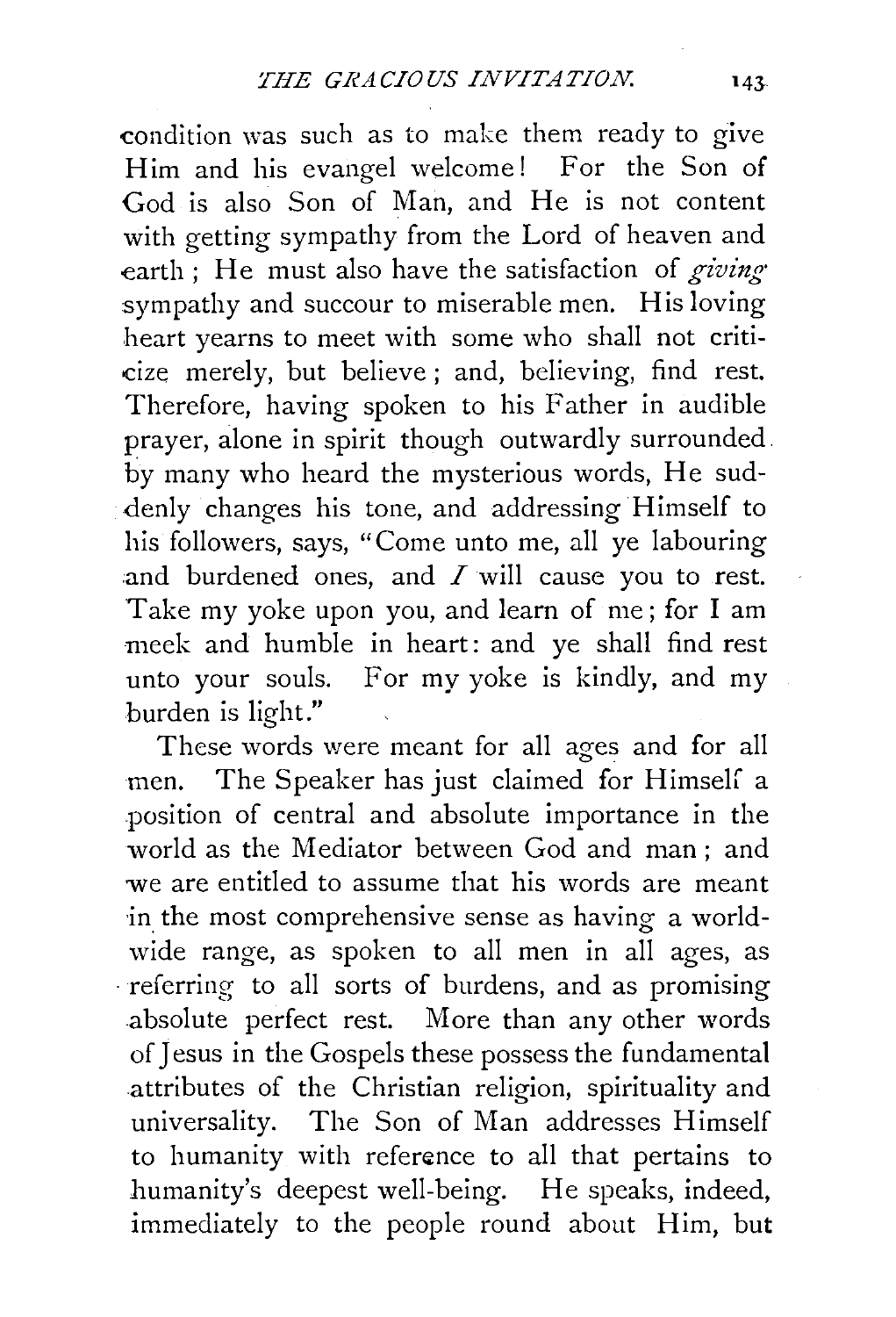condition was such as to make them ready to give Him and his evangel welcome! For the Son of God is also Son of Man, and He is not content with getting sympathy from the Lord of heaven and earth; He must also have the satisfaction of *giving* sympathy and succour to miserable men. His loving heart yearns to meet with some who shall not criticize merely, but believe; and, believing, find rest. Therefore, having spoken to his Father in audible prayer, alone in spirit though outwardly surrounded by many who heard the mysterious words, He suddenly changes his tone, and addressing Himself to his followers, says, "Come unto me, all ye labouring and burdened ones, and *I* will cause you to rest. Take my yoke upon you, and learn of me; for I am meek and humble in heart: and ye shall find rest unto your souls. For my yoke is kindly, and my burden is light."

These words were meant for all ages and for all men. The Speaker has just claimed for Himself a position of central and absolute importance in the world as the Mediator between God and man; and we are entitled to assume that his words are meant in the most comprehensive sense as having a world-wide range, as spoken to all men in all ages, as referring to all sorts of burdens, and as promising absolute perfect rest. More than any other words of Jesus in the Gospels these possess the fundamental attributes of the Christian religion, spirituality and universality. The Son of Man addresses Himself to humanity with reference to all that pertains to humanity's deepest well-being. He speaks, indeed, immediately to the people round about Him, but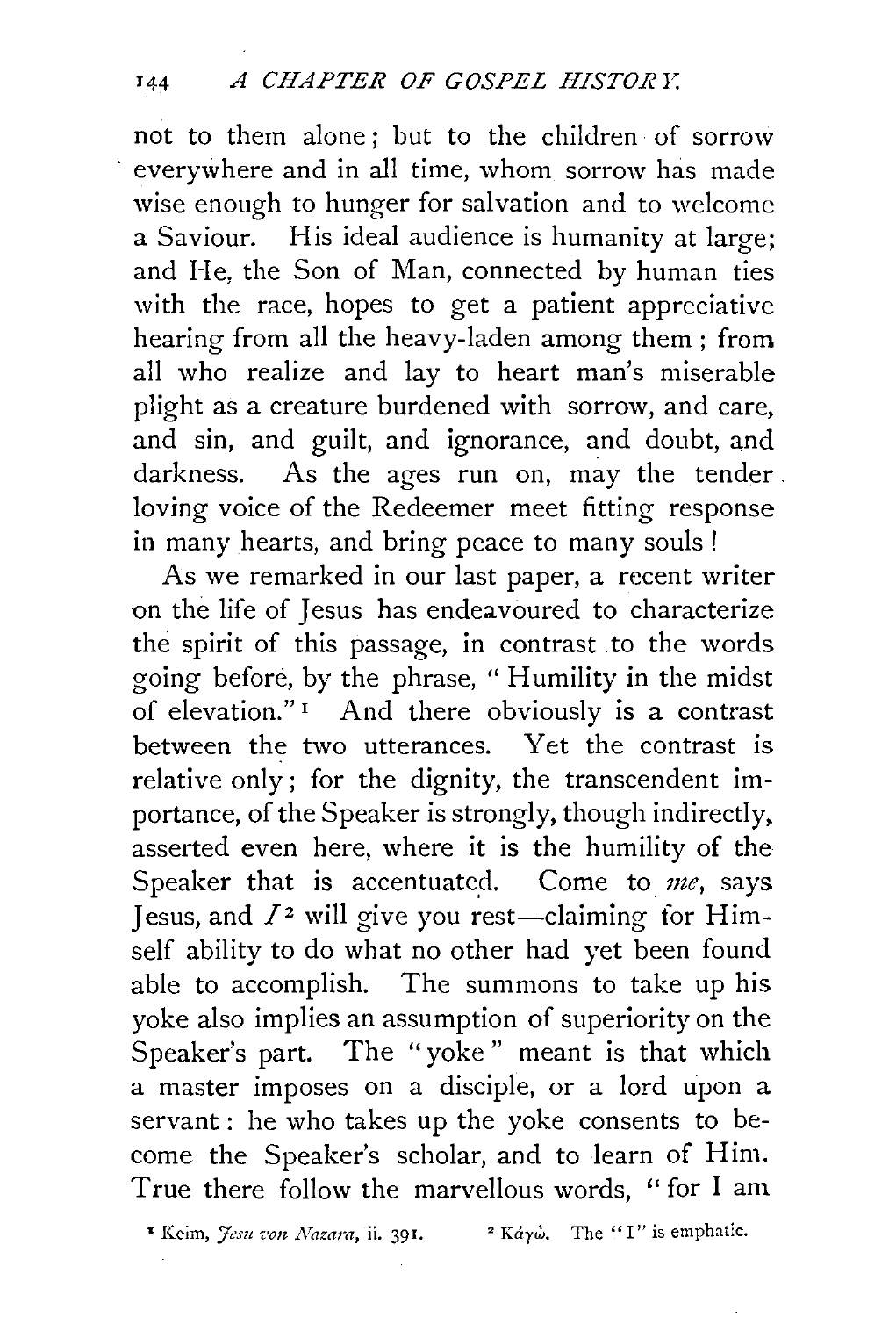not to them alone; but to the children of sorrow everywhere and in all time, whom sorrow has made wise enough to hunger for salvation and to welcome a Saviour. His ideal audience is humanity at large; and He, the Son of Man, connected by human ties with the race, hopes to get a patient appreciative hearing from all the heavy-laden among them; from all who realize and lay to heart man's miserable plight as a creature burdened with sorrow, and care, and sin, and guilt, and ignorance, and doubt, and darkness. As the ages run on, may the tender loving voice of the Redeemer meet fitting response in many hearts, and bring peace to many souls!

As we remarked in our last paper, a recent writer on the life of Jesus has endeavoured to characterize the spirit of this passage, in contrast to the words going before, by the phrase, "Humility in the midst of elevation."[1] And there obviously is a contrast between the two utterances. Yet the contrast is relative only; for the dignity, the transcendent importance, of the Speaker is strongly, though indirectly, asserted even here, where it is the humility of the Speaker that is accentuated. Come to *me*, says Jesus, and *I*[2] will give you rest—claiming for Himself ability to do what no other had yet been found able to accomplish. The summons to take up his yoke also implies an assumption of superiority on the Speaker's part. The "yoke" meant is that which a master imposes on a disciple, or a lord upon a servant: he who takes up the yoke consents to become the Speaker's scholar, and to learn of Him. True there follow the marvellous words, "for I am

[1] Keim, *Jesu von Nazara*, ii. 391.

[2] Κἀγώ. The "I" is emphatic.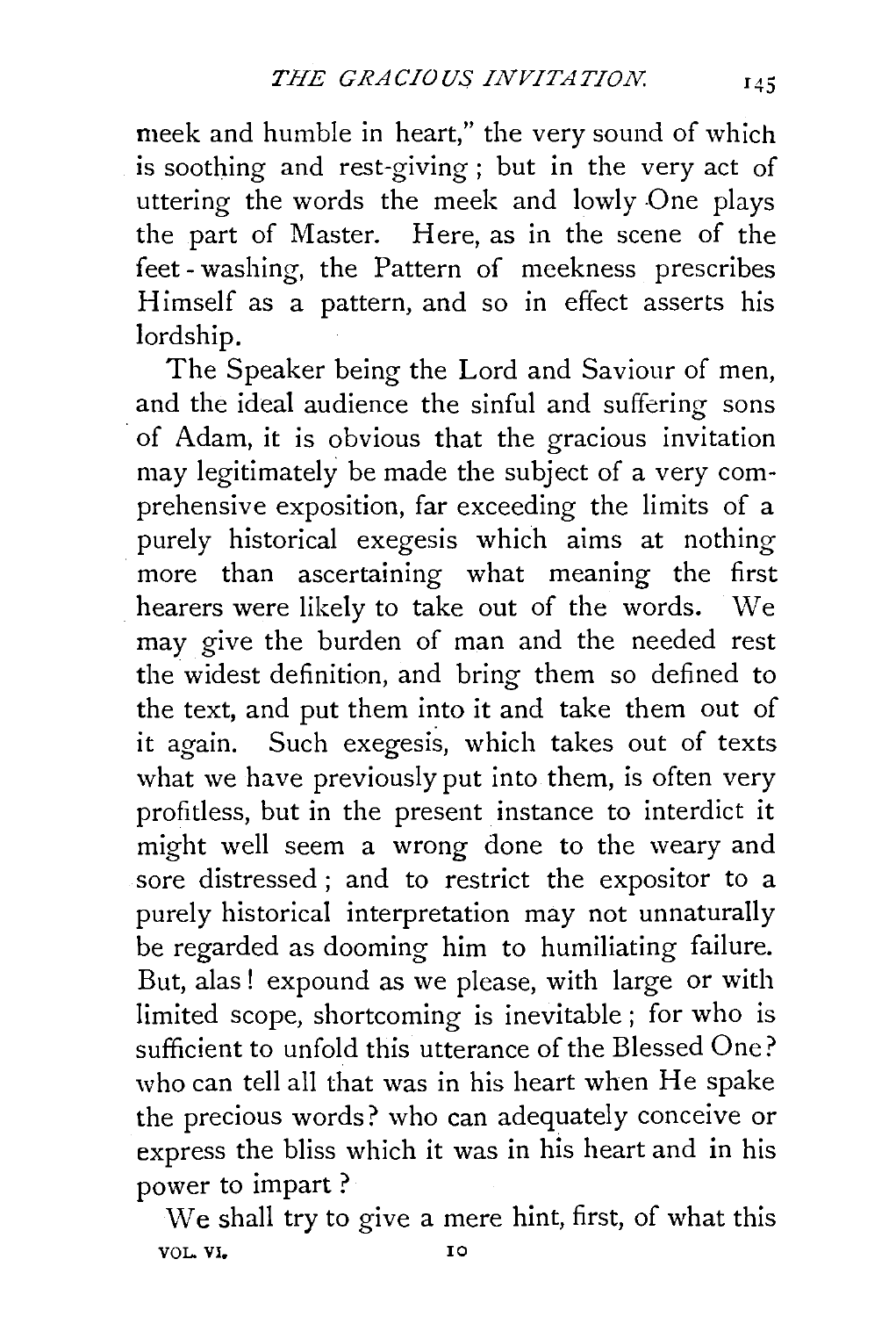meek and humble in heart," the very sound of which is soothing and rest-giving; but in the very act of uttering the words the meek and lowly One plays the part of Master. Here, as in the scene of the feet-washing, the Pattern of meekness prescribes Himself as a pattern, and so in effect asserts his lordship.

The Speaker being the Lord and Saviour of men, and the ideal audience the sinful and suffering sons of Adam, it is obvious that the gracious invitation may legitimately be made the subject of a very comprehensive exposition, far exceeding the limits of a purely historical exegesis which aims at nothing more than ascertaining what meaning the first hearers were likely to take out of the words. We may give the burden of man and the needed rest the widest definition, and bring them so defined to the text, and put them into it and take them out of it again. Such exegesis, which takes out of texts what we have previously put into them, is often very profitless, but in the present instance to interdict it might well seem a wrong done to the weary and sore distressed; and to restrict the expositor to a purely historical interpretation may not unnaturally be regarded as dooming him to humiliating failure. But, alas! expound as we please, with large or with limited scope, shortcoming is inevitable; for who is sufficient to unfold this utterance of the Blessed One? who can tell all that was in his heart when He spake the precious words? who can adequately conceive or express the bliss which it was in his heart and in his power to impart?

We shall try to give a mere hint, first, of what this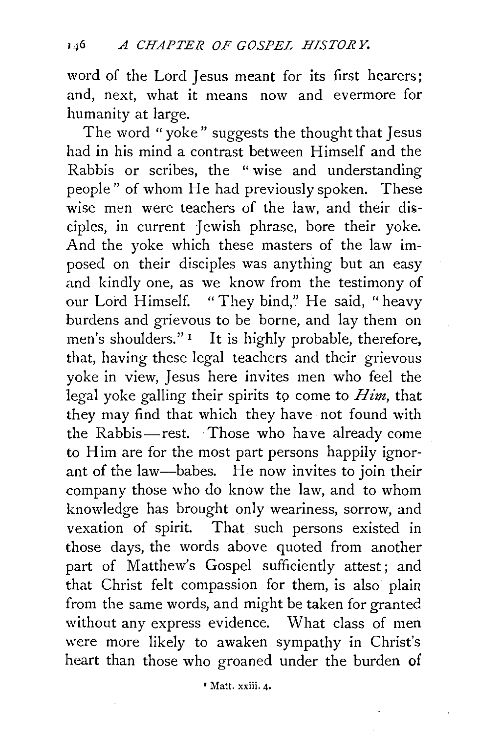word of the Lord Jesus meant for its first hearers; and, next, what it means now and evermore for humanity at large.

The word "yoke" suggests the thought that Jesus had in his mind a contrast between Himself and the Rabbis or scribes, the "wise and understanding people" of whom He had previously spoken. These wise men were teachers of the law, and their disciples, in current Jewish phrase, bore their yoke. And the yoke which these masters of the law imposed on their disciples was anything but an easy and kindly one, as we know from the testimony of our Lord Himself. "They bind," He said, "heavy burdens and grievous to be borne, and lay them on men's shoulders."[1] It is highly probable, therefore, that, having these legal teachers and their grievous yoke in view, Jesus here invites men who feel the legal yoke galling their spirits to come to *Him*, that they may find that which they have not found with the Rabbis—rest. Those who have already come to Him are for the most part persons happily ignorant of the law—babes. He now invites to join their company those who do know the law, and to whom knowledge has brought only weariness, sorrow, and vexation of spirit. That such persons existed in those days, the words above quoted from another part of Matthew's Gospel sufficiently attest; and that Christ felt compassion for them, is also plain from the same words, and might be taken for granted without any express evidence. What class of men were more likely to awaken sympathy in Christ's heart than those who groaned under the burden of

[1] Matt. xxiii. 4.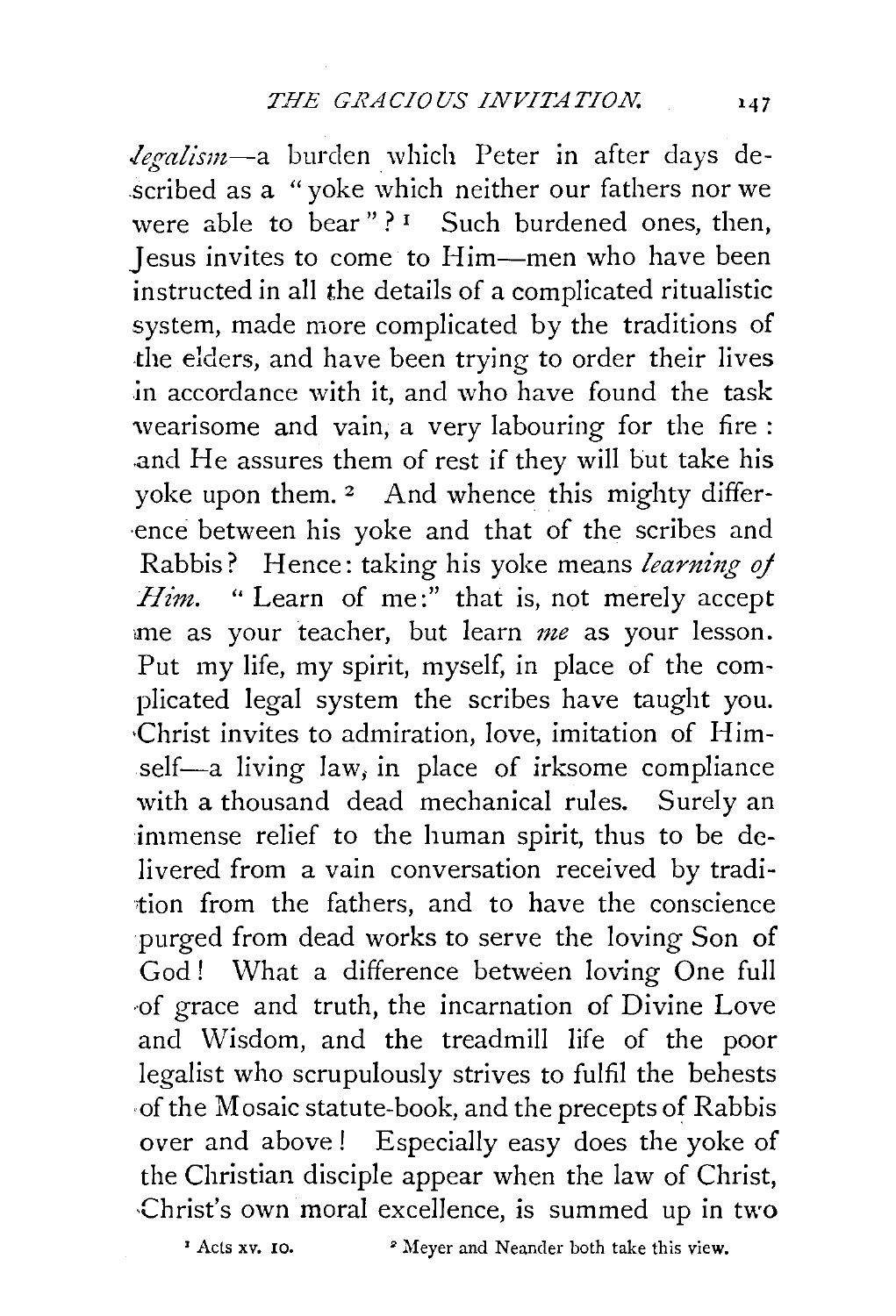*legalism*—a burden which Peter in after days described as a "yoke which neither our fathers nor we were able to bear"?[1] Such burdened ones, then, Jesus invites to come to Him—men who have been instructed in all the details of a complicated ritualistic system, made more complicated by the traditions of the elders, and have been trying to order their lives in accordance with it, and who have found the task wearisome and vain, a very labouring for the fire: and He assures them of rest if they will but take his yoke upon them.[2] And whence this mighty difference between his yoke and that of the scribes and Rabbis? Hence: taking his yoke means *learning of Him*. "Learn of me:" that is, not merely accept me as your teacher, but learn *me* as your lesson. Put my life, my spirit, myself, in place of the complicated legal system the scribes have taught you. Christ invites to admiration, love, imitation of Himself—a living law, in place of irksome compliance with a thousand dead mechanical rules. Surely an immense relief to the human spirit, thus to be delivered from a vain conversation received by tradition from the fathers, and to have the conscience purged from dead works to serve the loving Son of God! What a difference between loving One full of grace and truth, the incarnation of Divine Love and Wisdom, and the treadmill life of the poor legalist who scrupulously strives to fulfil the behests of the Mosaic statute-book, and the precepts of Rabbis over and above! Especially easy does the yoke of the Christian disciple appear when the law of Christ, Christ's own moral excellence, is summed up in two

[1] Acts xv. 10.

[2] Meyer and Neander both take this view.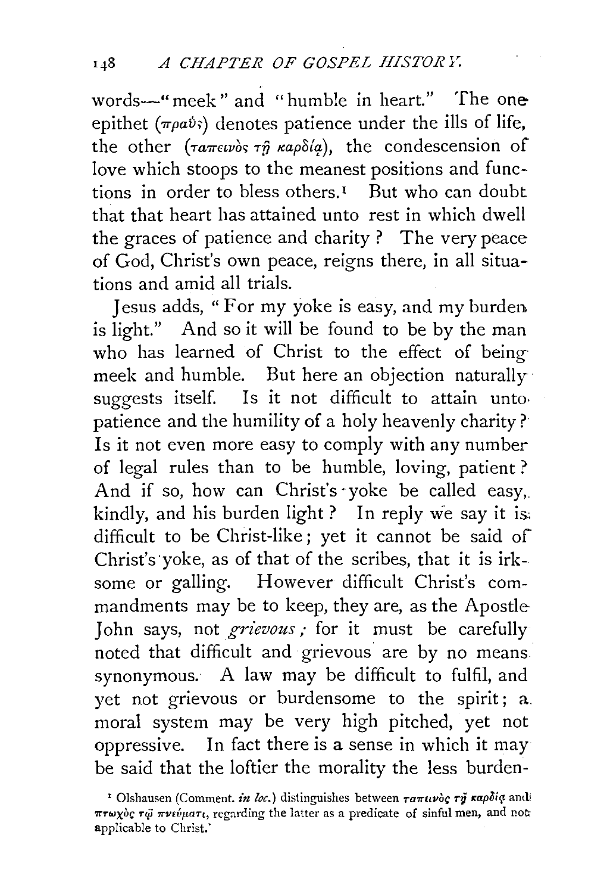words—"meek" and "humble in heart." The one epithet (πραΰς) denotes patience under the ills of life, the other (ταπεινὸς τῇ καρδίᾳ), the condescension of love which stoops to the meanest positions and functions in order to bless others.[1] But who can doubt that that heart has attained unto rest in which dwell the graces of patience and charity? The very peace of God, Christ's own peace, reigns there, in all situations and amid all trials.

Jesus adds, "For my yoke is easy, and my burden is light." And so it will be found to be by the man who has learned of Christ to the effect of being meek and humble. But here an objection naturally suggests itself. Is it not difficult to attain unto patience and the humility of a holy heavenly charity? Is it not even more easy to comply with any number of legal rules than to be humble, loving, patient? And if so, how can Christ's yoke be called easy, kindly, and his burden light? In reply we say it is difficult to be Christ-like; yet it cannot be said of Christ's yoke, as of that of the scribes, that it is irksome or galling. However difficult Christ's commandments may be to keep, they are, as the Apostle John says, not *grievous*; for it must be carefully noted that difficult and grievous are by no means synonymous. A law may be difficult to fulfil, and yet not grievous or burdensome to the spirit; a moral system may be very high pitched, yet not oppressive. In fact there is a sense in which it may be said that the loftier the morality the less burden-

[1] Olshausen (Comment. *in loc.*) distinguishes between ταπεινὸς τῇ καρδίᾳ and πτωχὸς τῷ πνεύματι, regarding the latter as a predicate of sinful men, and not applicable to Christ.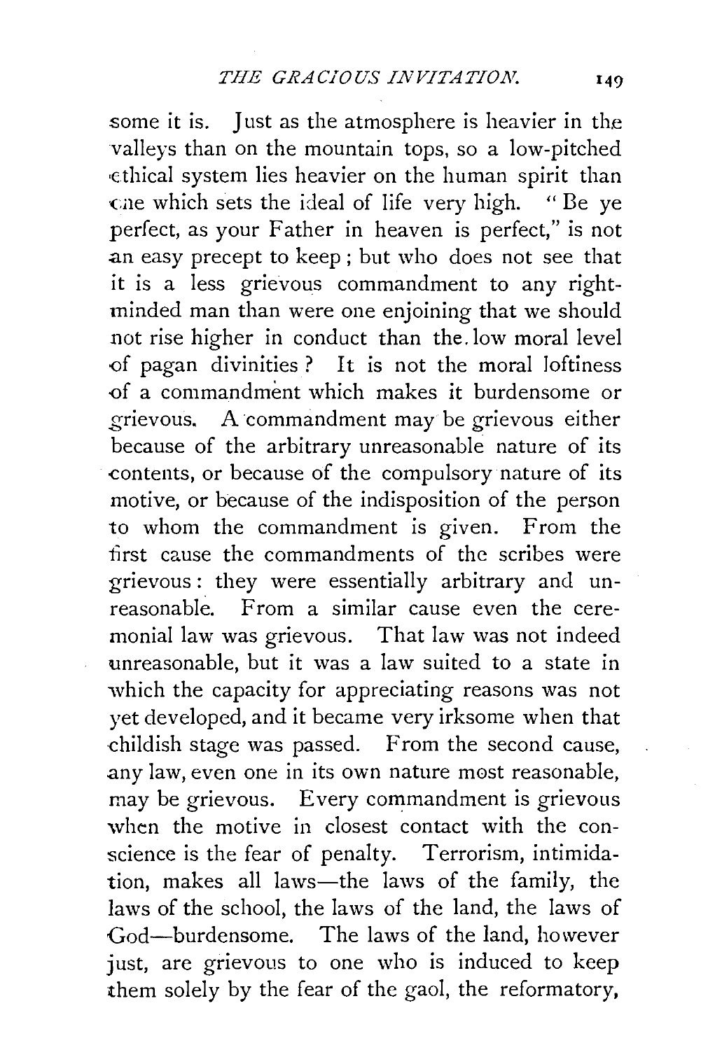some it is. Just as the atmosphere is heavier in the valleys than on the mountain tops, so a low-pitched ethical system lies heavier on the human spirit than one which sets the ideal of life very high. "Be ye perfect, as your Father in heaven is perfect," is not an easy precept to keep; but who does not see that it is a less grievous commandment to any right-minded man than were one enjoining that we should not rise higher in conduct than the low moral level of pagan divinities? It is not the moral loftiness of a commandment which makes it burdensome or grievous. A commandment may be grievous either because of the arbitrary unreasonable nature of its contents, or because of the compulsory nature of its motive, or because of the indisposition of the person to whom the commandment is given. From the first cause the commandments of the scribes were grievous: they were essentially arbitrary and unreasonable. From a similar cause even the ceremonial law was grievous. That law was not indeed unreasonable, but it was a law suited to a state in which the capacity for appreciating reasons was not yet developed, and it became very irksome when that childish stage was passed. From the second cause, any law, even one in its own nature most reasonable, may be grievous. Every commandment is grievous when the motive in closest contact with the conscience is the fear of penalty. Terrorism, intimidation, makes all laws—the laws of the family, the laws of the school, the laws of the land, the laws of God—burdensome. The laws of the land, however just, are grievous to one who is induced to keep them solely by the fear of the gaol, the reformatory,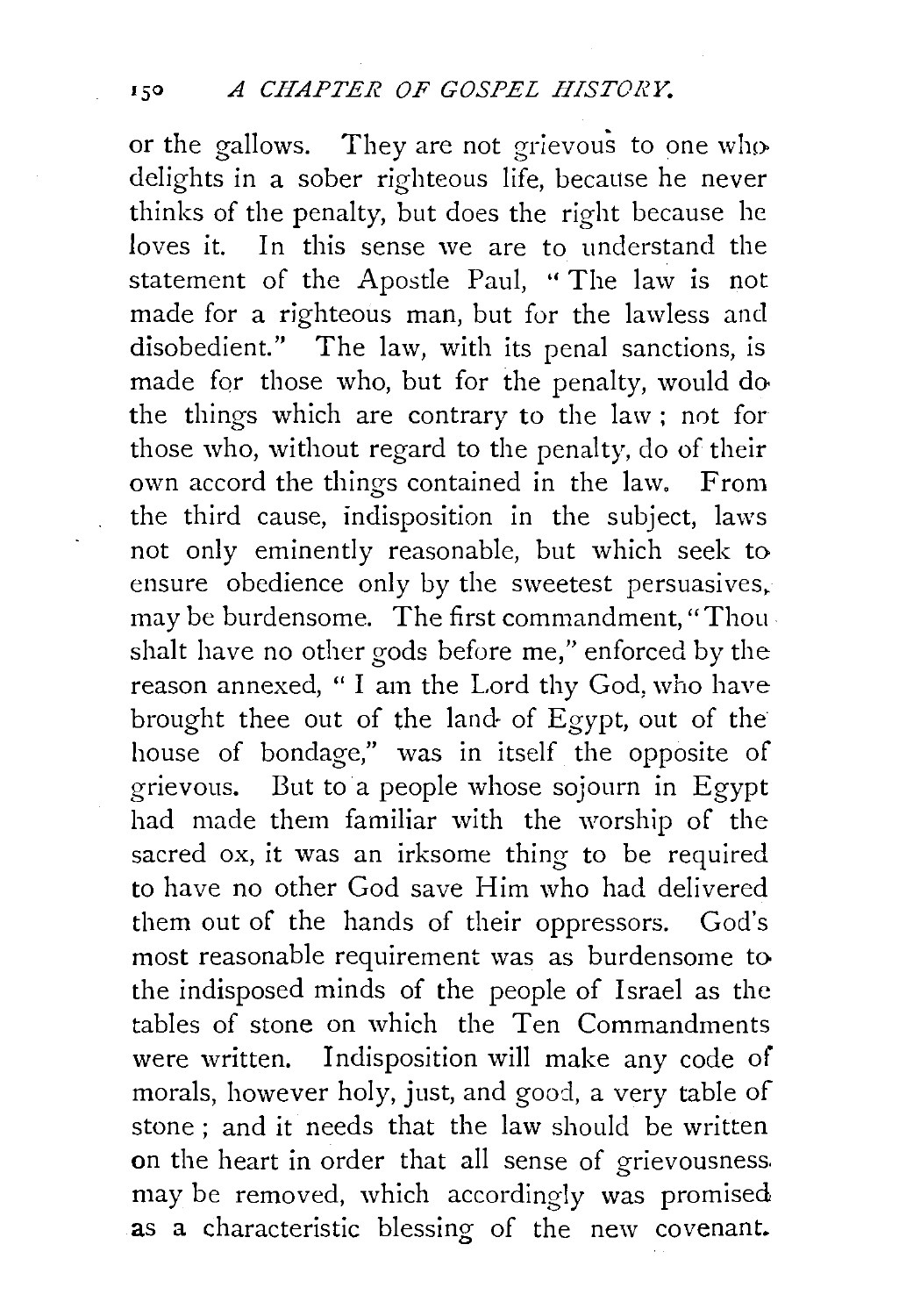or the gallows. They are not grievous to one who delights in a sober righteous life, because he never thinks of the penalty, but does the right because he loves it. In this sense we are to understand the statement of the Apostle Paul, "The law is not made for a righteous man, but for the lawless and disobedient." The law, with its penal sanctions, is made for those who, but for the penalty, would do the things which are contrary to the law; not for those who, without regard to the penalty, do of their own accord the things contained in the law. From the third cause, indisposition in the subject, laws not only eminently reasonable, but which seek to ensure obedience only by the sweetest persuasives, may be burdensome. The first commandment, "Thou shalt have no other gods before me," enforced by the reason annexed, "I am the Lord thy God, who have brought thee out of the land of Egypt, out of the house of bondage," was in itself the opposite of grievous. But to a people whose sojourn in Egypt had made them familiar with the worship of the sacred ox, it was an irksome thing to be required to have no other God save Him who had delivered them out of the hands of their oppressors. God's most reasonable requirement was as burdensome to the indisposed minds of the people of Israel as the tables of stone on which the Ten Commandments were written. Indisposition will make any code of morals, however holy, just, and good, a very table of stone; and it needs that the law should be written on the heart in order that all sense of grievousness may be removed, which accordingly was promised as a characteristic blessing of the new covenant.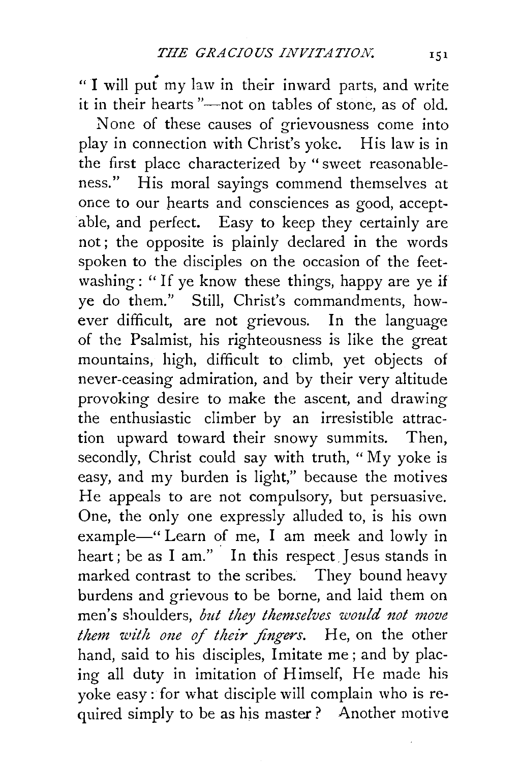"I will put my law in their inward parts, and write it in their hearts"—not on tables of stone, as of old.

None of these causes of grievousness come into play in connection with Christ's yoke. His law is in the first place characterized by "sweet reasonableness." His moral sayings commend themselves at once to our hearts and consciences as good, acceptable, and perfect. Easy to keep they certainly are not; the opposite is plainly declared in the words spoken to the disciples on the occasion of the feet-washing: "If ye know these things, happy are ye if ye do them." Still, Christ's commandments, however difficult, are not grievous. In the language of the Psalmist, his righteousness is like the great mountains, high, difficult to climb, yet objects of never-ceasing admiration, and by their very altitude provoking desire to make the ascent, and drawing the enthusiastic climber by an irresistible attraction upward toward their snowy summits. Then, secondly, Christ could say with truth, "My yoke is easy, and my burden is light," because the motives He appeals to are not compulsory, but persuasive. One, the only one expressly alluded to, is his own example—"Learn of me, I am meek and lowly in heart; be as I am." In this respect Jesus stands in marked contrast to the scribes. They bound heavy burdens and grievous to be borne, and laid them on men's shoulders, *but they themselves would not move them with one of their fingers.* He, on the other hand, said to his disciples, Imitate me; and by placing all duty in imitation of Himself, He made his yoke easy: for what disciple will complain who is required simply to be as his master? Another motive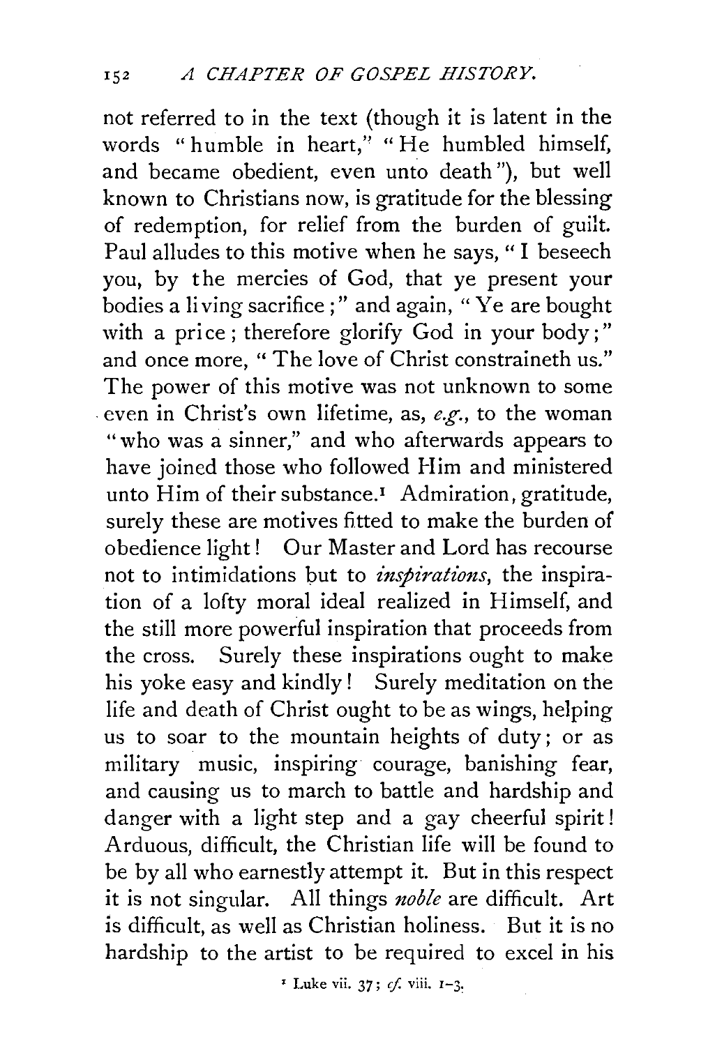not referred to in the text (though it is latent in the words "humble in heart," "He humbled himself, and became obedient, even unto death"), but well known to Christians now, is gratitude for the blessing of redemption, for relief from the burden of guilt. Paul alludes to this motive when he says, "I beseech you, by the mercies of God, that ye present your bodies a living sacrifice;" and again, "Ye are bought with a price; therefore glorify God in your body;" and once more, "The love of Christ constraineth us." The power of this motive was not unknown to some even in Christ's own lifetime, as, *e.g.*, to the woman "who was a sinner," and who afterwards appears to have joined those who followed Him and ministered unto Him of their substance.[1] Admiration, gratitude, surely these are motives fitted to make the burden of obedience light! Our Master and Lord has recourse not to intimidations but to *inspirations*, the inspiration of a lofty moral ideal realized in Himself, and the still more powerful inspiration that proceeds from the cross. Surely these inspirations ought to make his yoke easy and kindly! Surely meditation on the life and death of Christ ought to be as wings, helping us to soar to the mountain heights of duty; or as military music, inspiring courage, banishing fear, and causing us to march to battle and hardship and danger with a light step and a gay cheerful spirit! Arduous, difficult, the Christian life will be found to be by all who earnestly attempt it. But in this respect it is not singular. All things *noble* are difficult. Art is difficult, as well as Christian holiness. But it is no hardship to the artist to be required to excel in his

[1] Luke vii. 37; *cf.* viii. 1–3.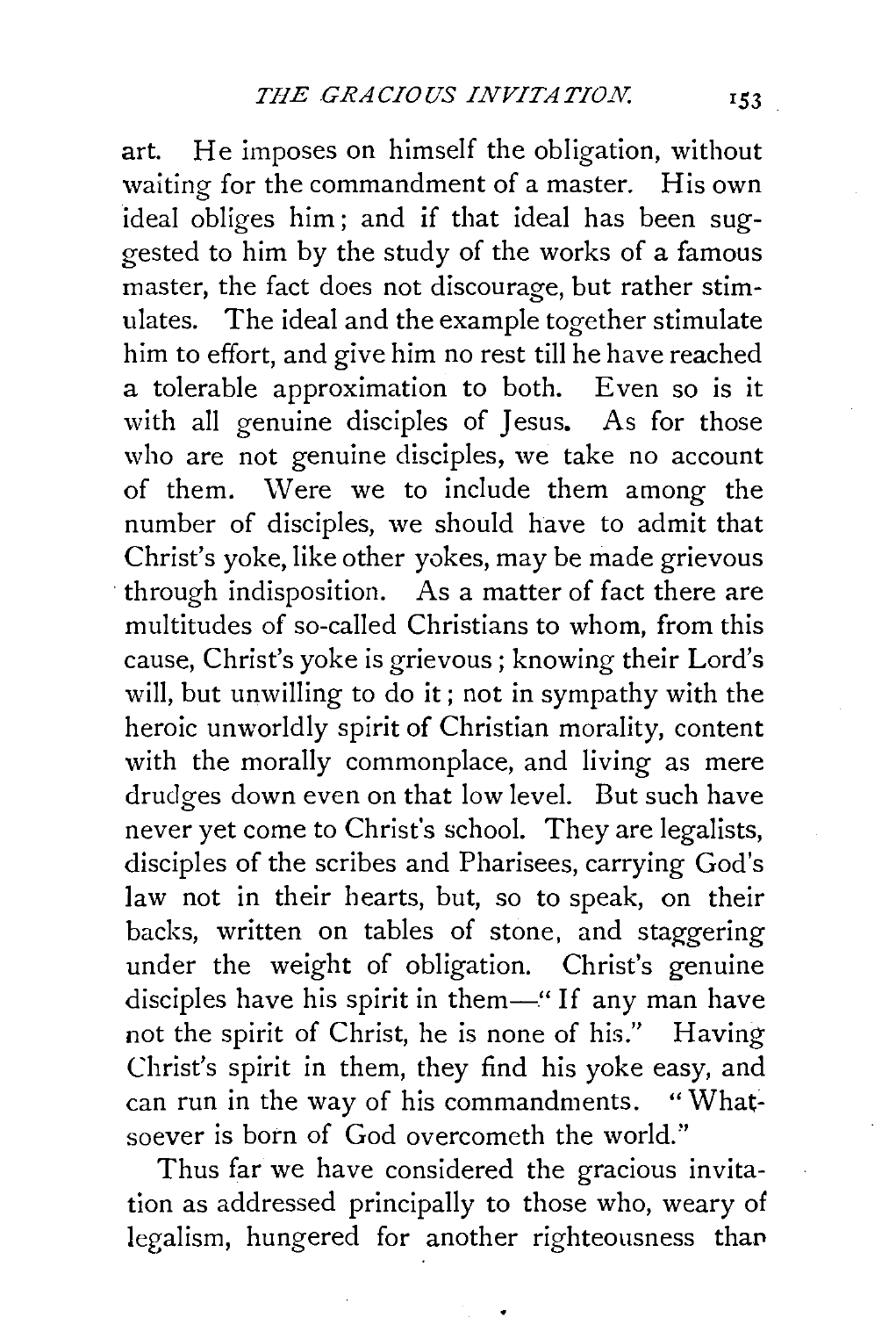art. He imposes on himself the obligation, without waiting for the commandment of a master. His own ideal obliges him; and if that ideal has been suggested to him by the study of the works of a famous master, the fact does not discourage, but rather stimulates. The ideal and the example together stimulate him to effort, and give him no rest till he have reached a tolerable approximation to both. Even so is it with all genuine disciples of Jesus. As for those who are not genuine disciples, we take no account of them. Were we to include them among the number of disciples, we should have to admit that Christ's yoke, like other yokes, may be made grievous through indisposition. As a matter of fact there are multitudes of so-called Christians to whom, from this cause, Christ's yoke is grievous; knowing their Lord's will, but unwilling to do it; not in sympathy with the heroic unworldly spirit of Christian morality, content with the morally commonplace, and living as mere drudges down even on that low level. But such have never yet come to Christ's school. They are legalists, disciples of the scribes and Pharisees, carrying God's law not in their hearts, but, so to speak, on their backs, written on tables of stone, and staggering under the weight of obligation. Christ's genuine disciples have his spirit in them—"If any man have not the spirit of Christ, he is none of his." Having Christ's spirit in them, they find his yoke easy, and can run in the way of his commandments. "Whatsoever is born of God overcometh the world."

Thus far we have considered the gracious invitation as addressed principally to those who, weary of legalism, hungered for another righteousness than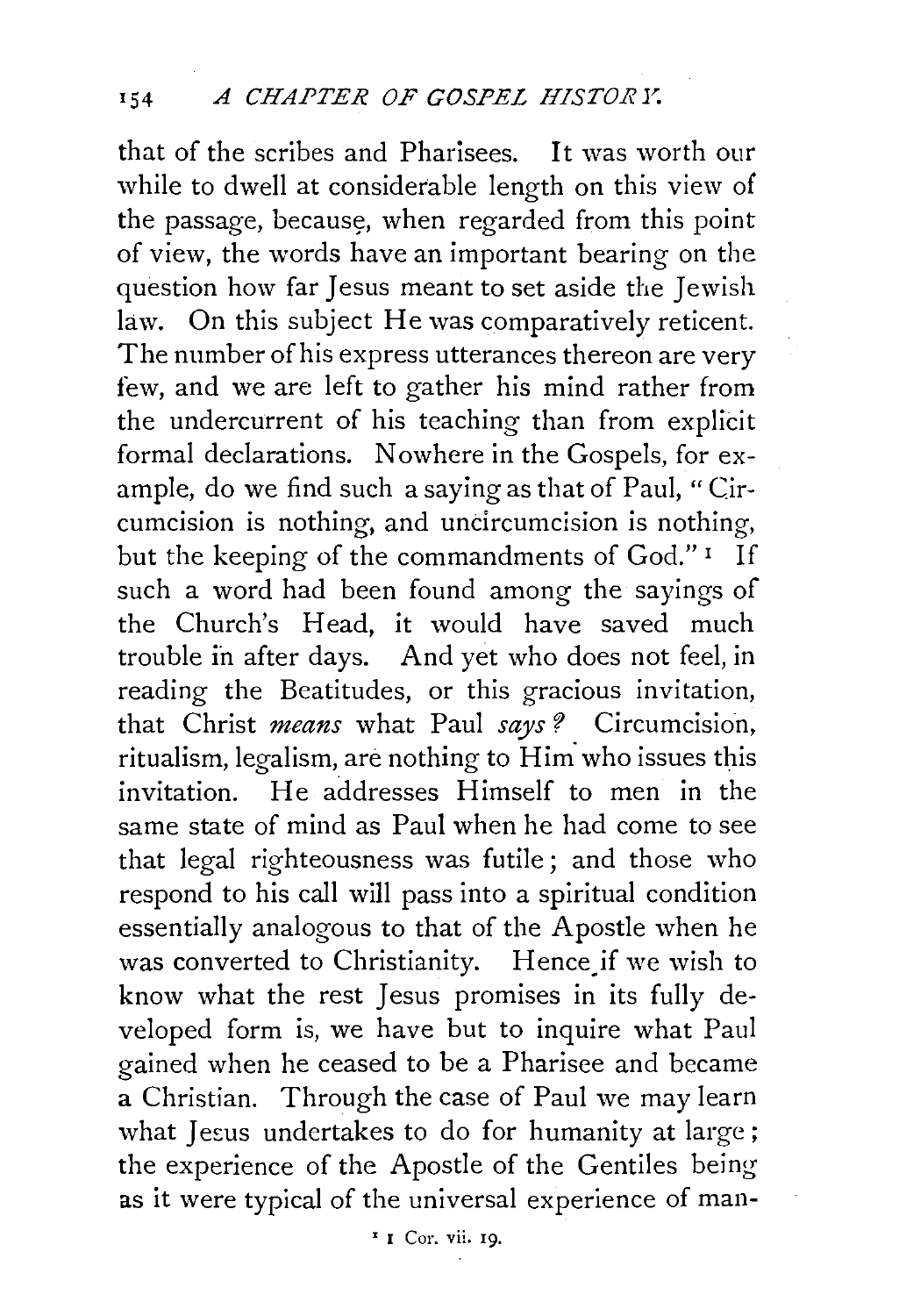that of the scribes and Pharisees. It was worth our while to dwell at considerable length on this view of the passage, because, when regarded from this point of view, the words have an important bearing on the question how far Jesus meant to set aside the Jewish law. On this subject He was comparatively reticent. The number of his express utterances thereon are very few, and we are left to gather his mind rather from the undercurrent of his teaching than from explicit formal declarations. Nowhere in the Gospels, for example, do we find such a saying as that of Paul, "Circumcision is nothing, and uncircumcision is nothing, but the keeping of the commandments of God."[1] If such a word had been found among the sayings of the Church's Head, it would have saved much trouble in after days. And yet who does not feel, in reading the Beatitudes, or this gracious invitation, that Christ *means* what Paul *says?* Circumcision, ritualism, legalism, are nothing to Him who issues this invitation. He addresses Himself to men in the same state of mind as Paul when he had come to see that legal righteousness was futile; and those who respond to his call will pass into a spiritual condition essentially analogous to that of the Apostle when he was converted to Christianity. Hence if we wish to know what the rest Jesus promises in its fully developed form is, we have but to inquire what Paul gained when he ceased to be a Pharisee and became a Christian. Through the case of Paul we may learn what Jesus undertakes to do for humanity at large; the experience of the Apostle of the Gentiles being as it were typical of the universal experience of man-

[1] 1 Cor. vii. 19.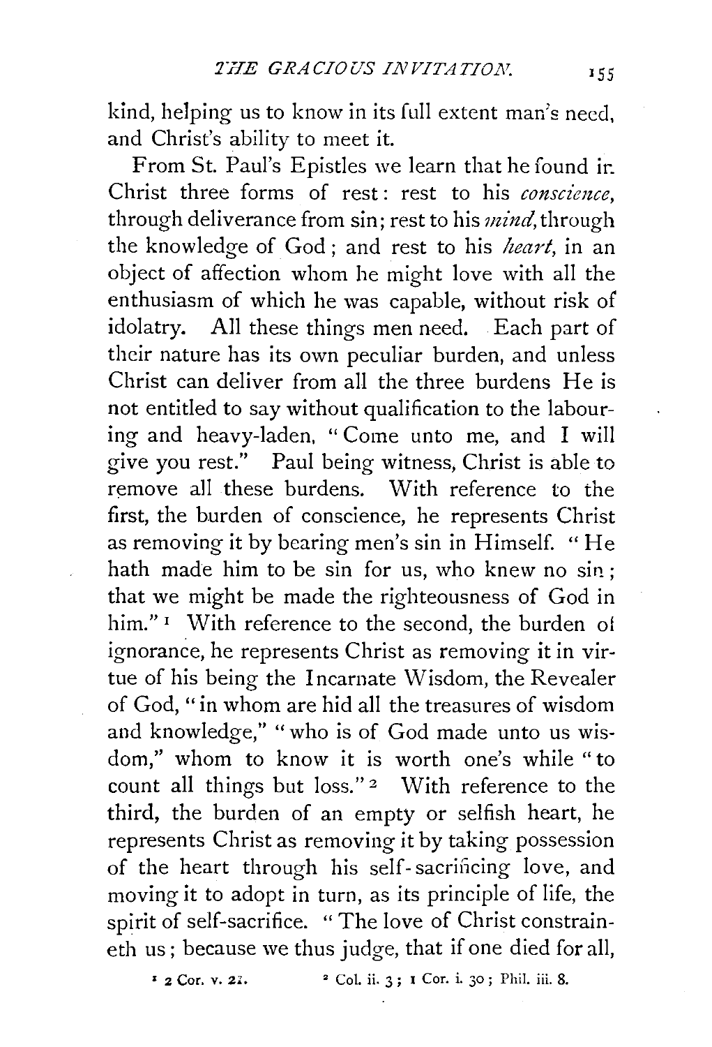kind, helping us to know in its full extent man's need, and Christ's ability to meet it.

From St. Paul's Epistles we learn that he found in Christ three forms of rest: rest to his *conscience*, through deliverance from sin; rest to his *mind*, through the knowledge of God; and rest to his *heart*, in an object of affection whom he might love with all the enthusiasm of which he was capable, without risk of idolatry. All these things men need. Each part of their nature has its own peculiar burden, and unless Christ can deliver from all the three burdens He is not entitled to say without qualification to the labouring and heavy-laden, "Come unto me, and I will give you rest." Paul being witness, Christ is able to remove all these burdens. With reference to the first, the burden of conscience, he represents Christ as removing it by bearing men's sin in Himself. "He hath made him to be sin for us, who knew no sin; that we might be made the righteousness of God in him."[1] With reference to the second, the burden of ignorance, he represents Christ as removing it in virtue of his being the Incarnate Wisdom, the Revealer of God, "in whom are hid all the treasures of wisdom and knowledge," "who is of God made unto us wisdom," whom to know it is worth one's while "to count all things but loss."[2] With reference to the third, the burden of an empty or selfish heart, he represents Christ as removing it by taking possession of the heart through his self-sacrificing love, and moving it to adopt in turn, as its principle of life, the spirit of self-sacrifice. "The love of Christ constraineth us; because we thus judge, that if one died for all,

[1] 2 Cor. v. 21.

[2] Col. ii. 3; 1 Cor. i. 30; Phil. iii. 8.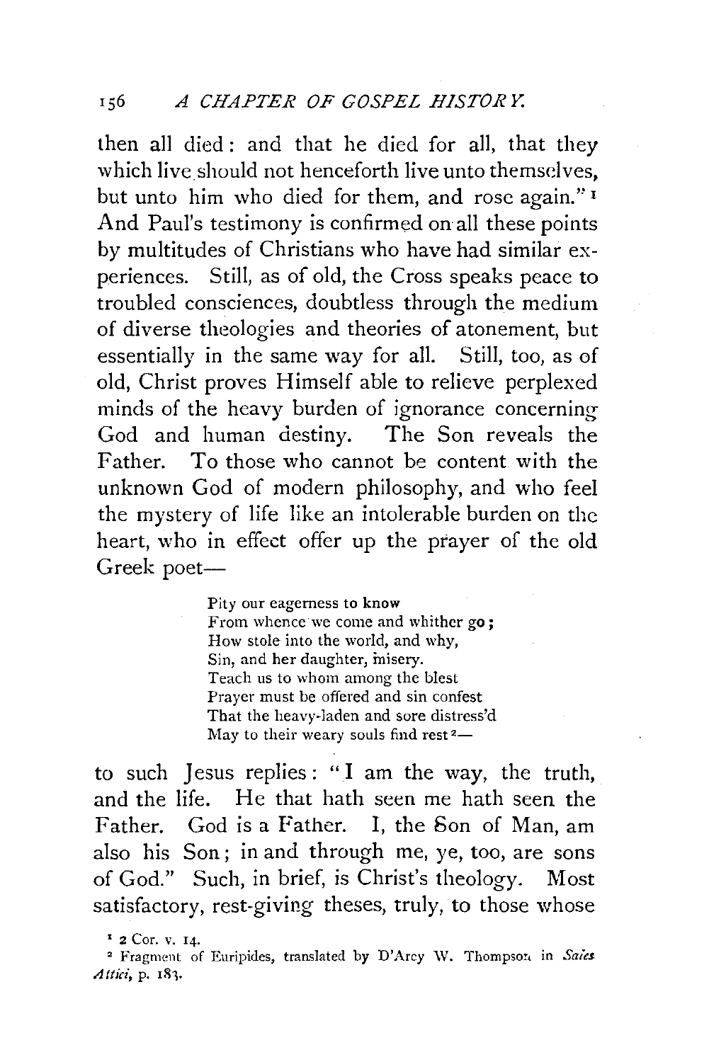then all died: and that he died for all, that they which live should not henceforth live unto themselves, but unto him who died for them, and rose again."[1] And Paul's testimony is confirmed on all these points by multitudes of Christians who have had similar experiences. Still, as of old, the Cross speaks peace to troubled consciences, doubtless through the medium of diverse theologies and theories of atonement, but essentially in the same way for all. Still, too, as of old, Christ proves Himself able to relieve perplexed minds of the heavy burden of ignorance concerning God and human destiny. The Son reveals the Father. To those who cannot be content with the unknown God of modern philosophy, and who feel the mystery of life like an intolerable burden on the heart, who in effect offer up the prayer of the old Greek poet—

> Pity our eagerness to know
> From whence we come and whither go;
> How stole into the world, and why,
> Sin, and her daughter, misery.
> Teach us to whom among the blest
> Prayer must be offered and sin confest
> That the heavy-laden and sore distress'd
> May to their weary souls find rest[2]—

to such Jesus replies: "I am the way, the truth, and the life. He that hath seen me hath seen the Father. God is a Father. I, the Son of Man, am also his Son; in and through me, ye, too, are sons of God." Such, in brief, is Christ's theology. Most satisfactory, rest-giving theses, truly, to those whose

[1] 2 Cor. v. 14.

[2] Fragment of Euripides, translated by D'Arcy W. Thompson in *Sales Attici*, p. 183.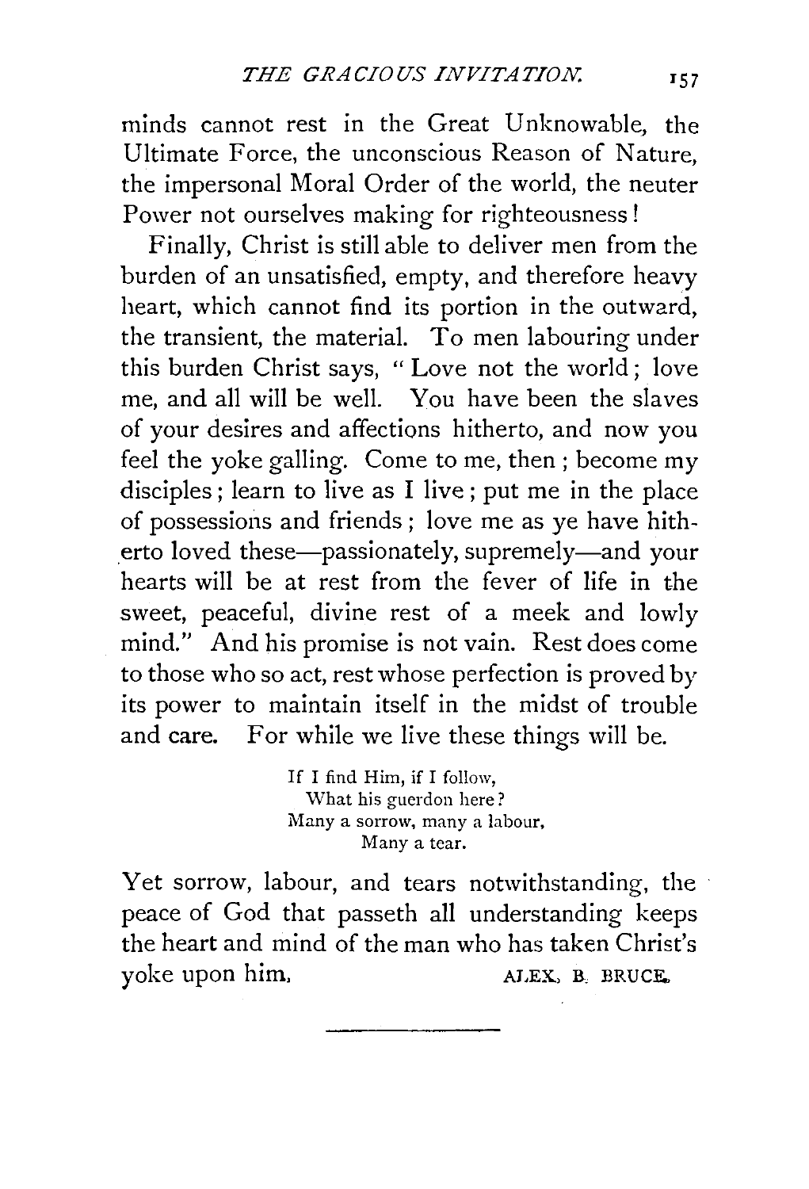minds cannot rest in the Great Unknowable, the Ultimate Force, the unconscious Reason of Nature, the impersonal Moral Order of the world, the neuter Power not ourselves making for righteousness!

Finally, Christ is still able to deliver men from the burden of an unsatisfied, empty, and therefore heavy heart, which cannot find its portion in the outward, the transient, the material. To men labouring under this burden Christ says, "Love not the world; love me, and all will be well. You have been the slaves of your desires and affections hitherto, and now you feel the yoke galling. Come to me, then; become my disciples; learn to live as I live; put me in the place of possessions and friends; love me as ye have hitherto loved these—passionately, supremely—and your hearts will be at rest from the fever of life in the sweet, peaceful, divine rest of a meek and lowly mind." And his promise is not vain. Rest does come to those who so act, rest whose perfection is proved by its power to maintain itself in the midst of trouble and care. For while we live these things will be.

> If I find Him, if I follow,
> What his guerdon here?
> Many a sorrow, many a labour,
> Many a tear.

Yet sorrow, labour, and tears notwithstanding, the peace of God that passeth all understanding keeps the heart and mind of the man who has taken Christ's yoke upon him.

ALEX. B. BRUCE.